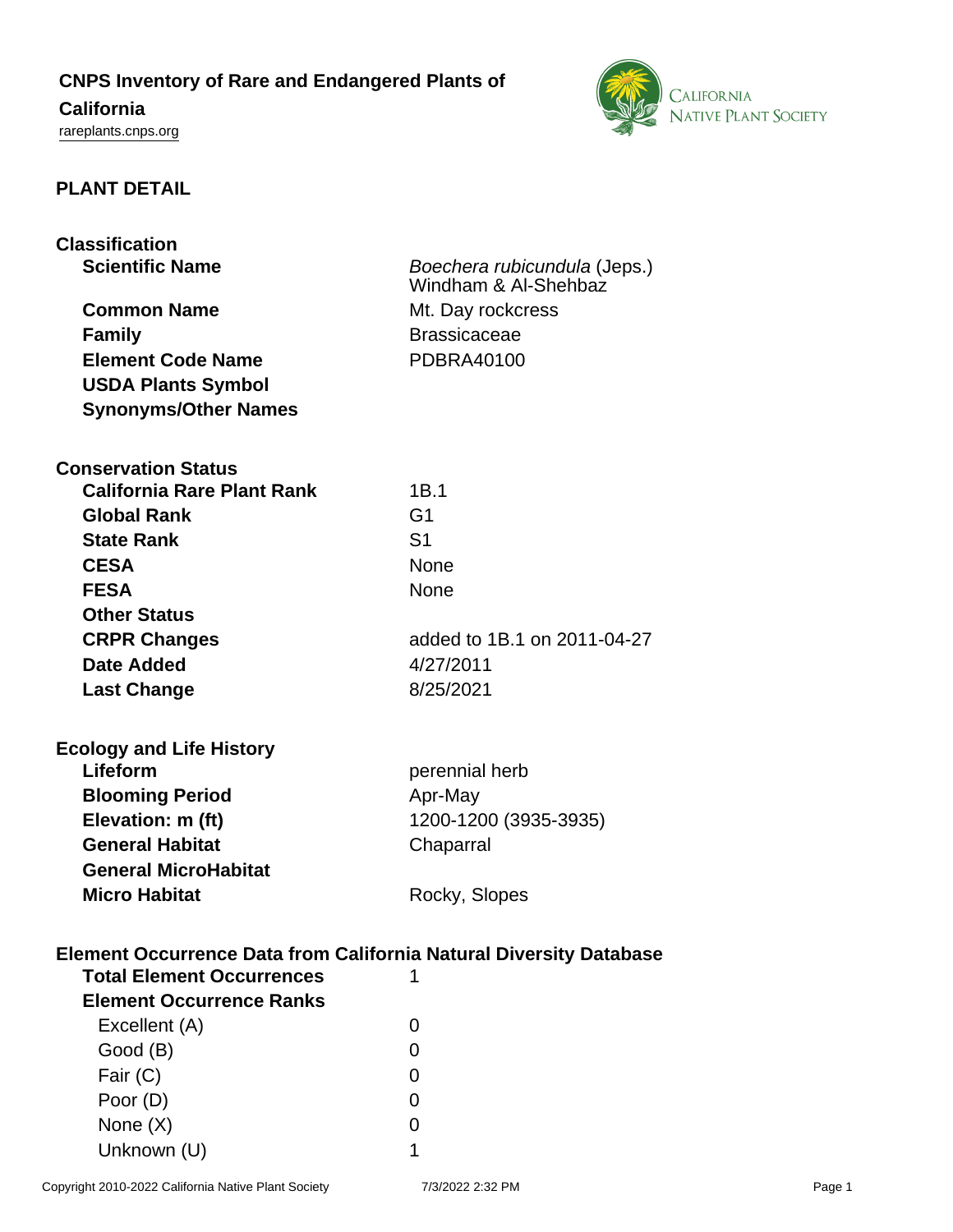# CNPS Inventory of Rare and Endangered Plants of California

rareplants.cnps.org

## PLANT DETAIL

### Classification

| | |
|---|---|
| **Scientific Name** | *Boechera rubicundula* (Jeps.) Windham & Al-Shehbaz |
| **Common Name** | Mt. Day rockcress |
| **Family** | Brassicaceae |
| **Element Code Name** | PDBRA40100 |
| **USDA Plants Symbol** | |
| **Synonyms/Other Names** | |

### Conservation Status

| | |
|---|---|
| **California Rare Plant Rank** | 1B.1 |
| **Global Rank** | G1 |
| **State Rank** | S1 |
| **CESA** | None |
| **FESA** | None |
| **Other Status** | |
| **CRPR Changes** | added to 1B.1 on 2011-04-27 |
| **Date Added** | 4/27/2011 |
| **Last Change** | 8/25/2021 |

### Ecology and Life History

| | |
|---|---|
| **Lifeform** | perennial herb |
| **Blooming Period** | Apr-May |
| **Elevation: m (ft)** | 1200-1200 (3935-3935) |
| **General Habitat** | Chaparral |
| **General MicroHabitat** | |
| **Micro Habitat** | Rocky, Slopes |

### Element Occurrence Data from California Natural Diversity Database

| | |
|---|---|
| **Total Element Occurrences** | 1 |
| **Element Occurrence Ranks** | |
| Excellent (A) | 0 |
| Good (B) | 0 |
| Fair (C) | 0 |
| Poor (D) | 0 |
| None (X) | 0 |
| Unknown (U) | 1 |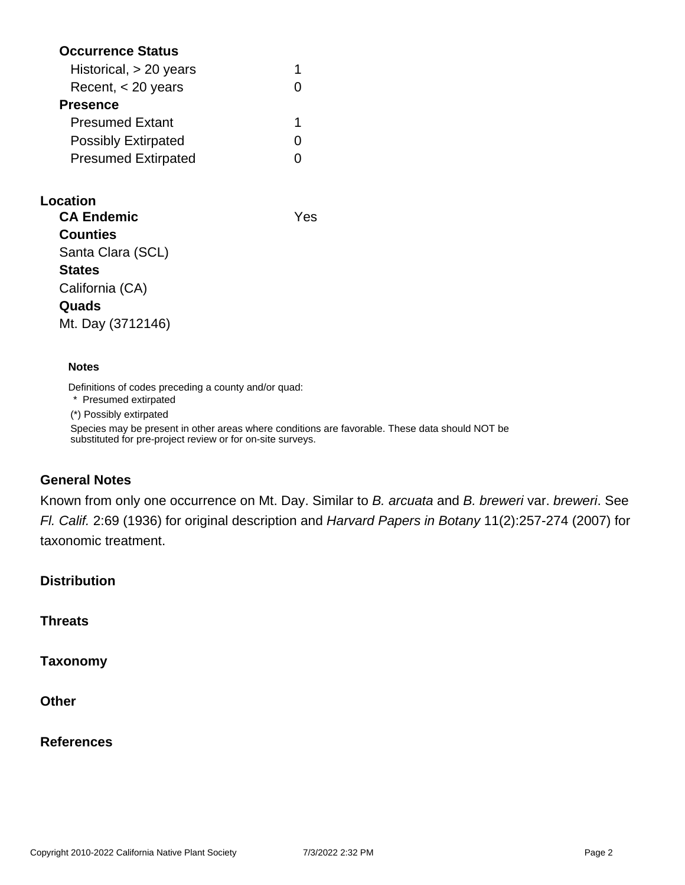**Occurrence Status**

| | |
|---|---|
| Historical, > 20 years | 1 |
| Recent, < 20 years | 0 |

**Presence**

| | |
|---|---|
| Presumed Extant | 1 |
| Possibly Extirpated | 0 |
| Presumed Extirpated | 0 |

## Location

**CA Endemic** Yes

**Counties**

Santa Clara (SCL)

**States**

California (CA)

**Quads**

Mt. Day (3712146)

#### Notes

Definitions of codes preceding a county and/or quad:

* Presumed extirpated

(*) Possibly extirpated

Species may be present in other areas where conditions are favorable. These data should NOT be substituted for pre-project review or for on-site surveys.

### General Notes

Known from only one occurrence on Mt. Day. Similar to *B. arcuata* and *B. breweri* var. *breweri*. See *Fl. Calif.* 2:69 (1936) for original description and *Harvard Papers in Botany* 11(2):257-274 (2007) for taxonomic treatment.

### Distribution

### Threats

### Taxonomy

### Other

### References